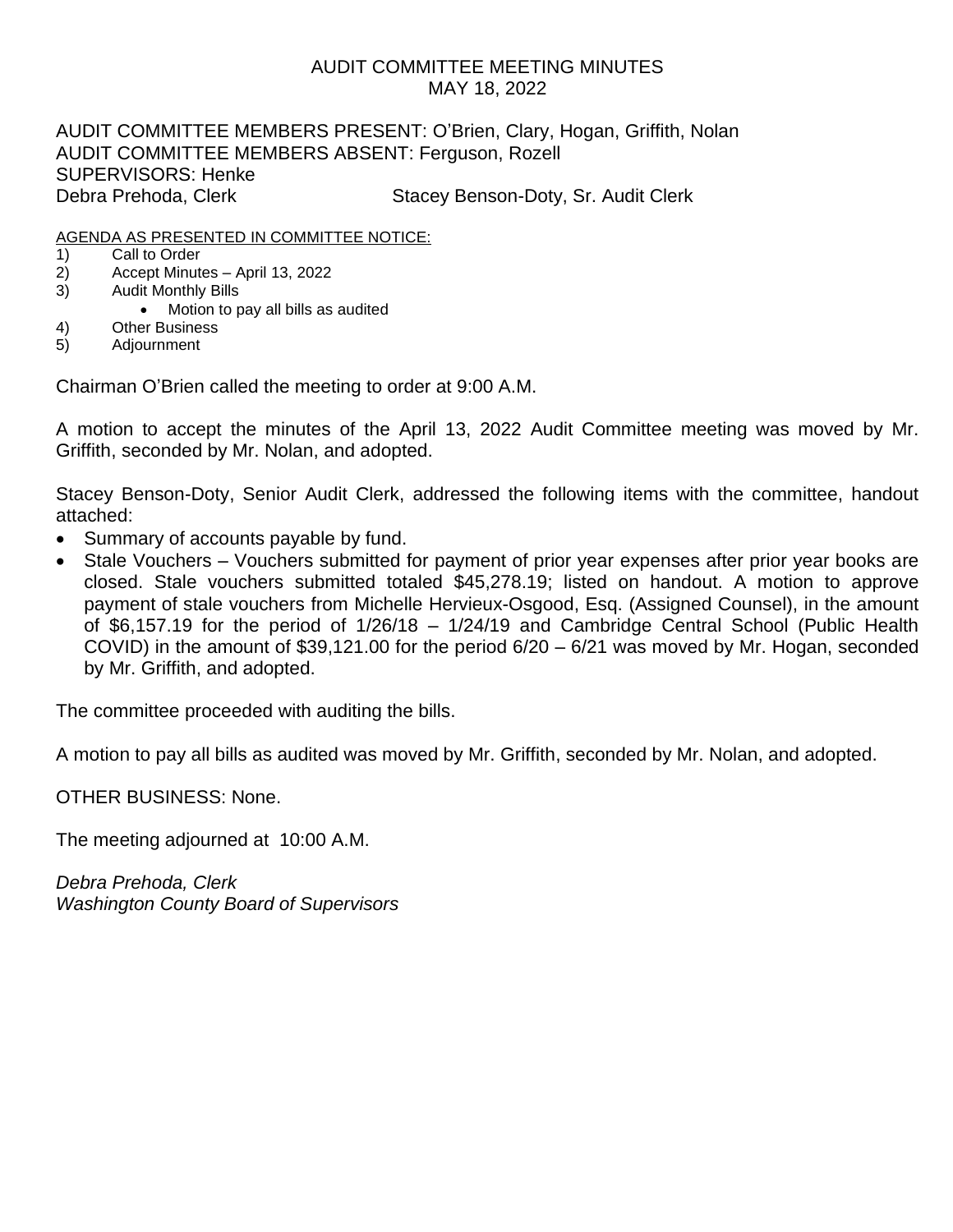# AUDIT COMMITTEE MEETING MINUTES
# MAY 18, 2022

AUDIT COMMITTEE MEMBERS PRESENT: O'Brien, Clary, Hogan, Griffith, Nolan
AUDIT COMMITTEE MEMBERS ABSENT: Ferguson, Rozell
SUPERVISORS: Henke
Debra Prehoda, Clerk — Stacey Benson-Doty, Sr. Audit Clerk

AGENDA AS PRESENTED IN COMMITTEE NOTICE:

1) Call to Order
2) Accept Minutes – April 13, 2022
3) Audit Monthly Bills
   - Motion to pay all bills as audited
4) Other Business
5) Adjournment

Chairman O'Brien called the meeting to order at 9:00 A.M.

A motion to accept the minutes of the April 13, 2022 Audit Committee meeting was moved by Mr. Griffith, seconded by Mr. Nolan, and adopted.

Stacey Benson-Doty, Senior Audit Clerk, addressed the following items with the committee, handout attached:

- Summary of accounts payable by fund.
- Stale Vouchers – Vouchers submitted for payment of prior year expenses after prior year books are closed. Stale vouchers submitted totaled $45,278.19; listed on handout. A motion to approve payment of stale vouchers from Michelle Hervieux-Osgood, Esq. (Assigned Counsel), in the amount of $6,157.19 for the period of 1/26/18 – 1/24/19 and Cambridge Central School (Public Health COVID) in the amount of $39,121.00 for the period 6/20 – 6/21 was moved by Mr. Hogan, seconded by Mr. Griffith, and adopted.

The committee proceeded with auditing the bills.

A motion to pay all bills as audited was moved by Mr. Griffith, seconded by Mr. Nolan, and adopted.

OTHER BUSINESS: None.

The meeting adjourned at 10:00 A.M.

*Debra Prehoda, Clerk*
*Washington County Board of Supervisors*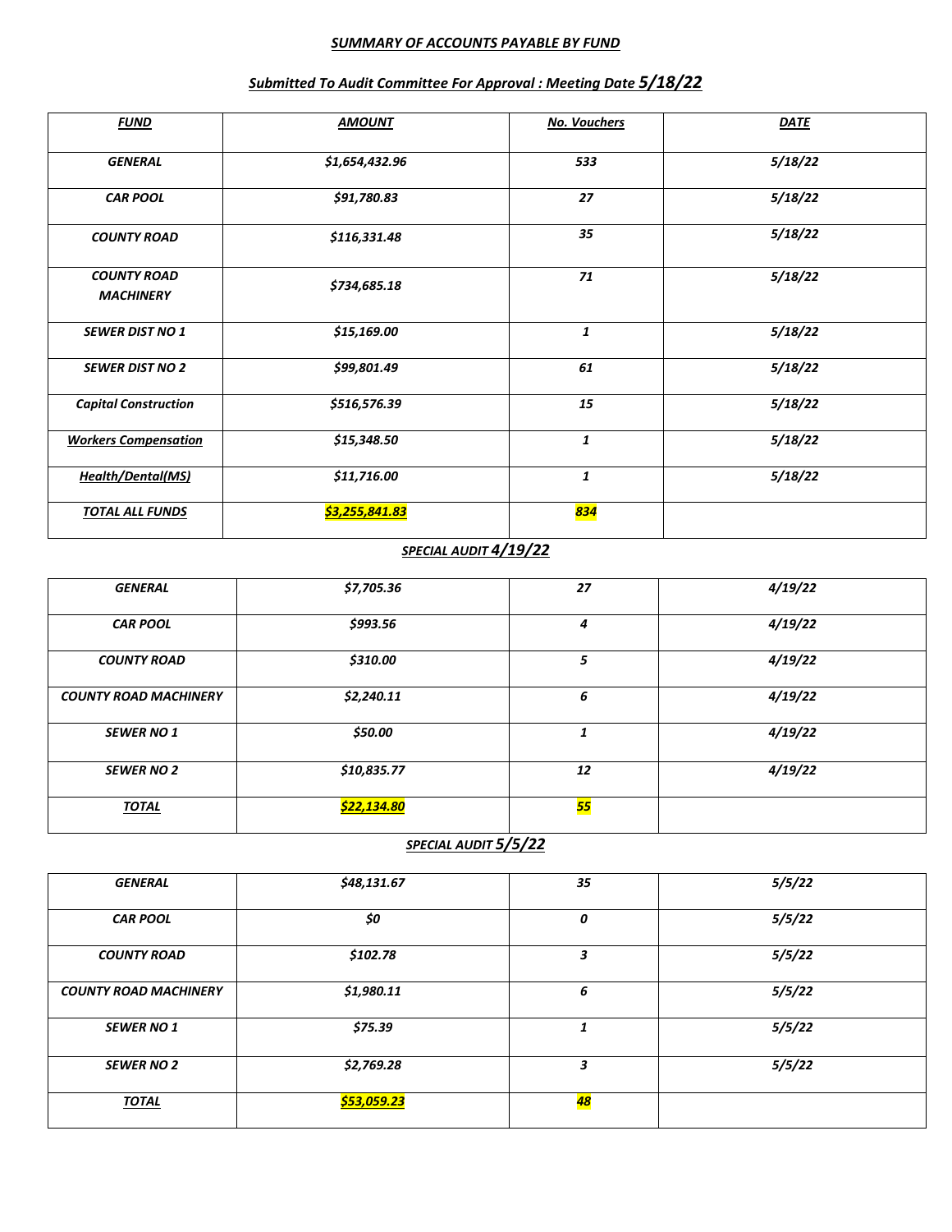***SUMMARY OF ACCOUNTS PAYABLE BY FUND***

***Submitted To Audit Committee For Approval : Meeting Date 5/18/22***

| ***FUND*** | ***AMOUNT*** | ***No. Vouchers*** | ***DATE*** |
|---|---|---|---|
| ***GENERAL*** | ***$1,654,432.96*** | ***533*** | ***5/18/22*** |
| ***CAR POOL*** | ***$91,780.83*** | ***27*** | ***5/18/22*** |
| ***COUNTY ROAD*** | ***$116,331.48*** | ***35*** | ***5/18/22*** |
| ***COUNTY ROAD MACHINERY*** | ***$734,685.18*** | ***71*** | ***5/18/22*** |
| ***SEWER DIST NO 1*** | ***$15,169.00*** | ***1*** | ***5/18/22*** |
| ***SEWER DIST NO 2*** | ***$99,801.49*** | ***61*** | ***5/18/22*** |
| ***Capital Construction*** | ***$516,576.39*** | ***15*** | ***5/18/22*** |
| ***Workers Compensation*** | ***$15,348.50*** | ***1*** | ***5/18/22*** |
| ***Health/Dental(MS)*** | ***$11,716.00*** | ***1*** | ***5/18/22*** |
| ***TOTAL ALL FUNDS*** | ***$3,255,841.83*** | ***834*** | |

***SPECIAL AUDIT 4/19/22***

| | | | |
|---|---|---|---|
| ***GENERAL*** | ***$7,705.36*** | ***27*** | ***4/19/22*** |
| ***CAR POOL*** | ***$993.56*** | ***4*** | ***4/19/22*** |
| ***COUNTY ROAD*** | ***$310.00*** | ***5*** | ***4/19/22*** |
| ***COUNTY ROAD MACHINERY*** | ***$2,240.11*** | ***6*** | ***4/19/22*** |
| ***SEWER NO 1*** | ***$50.00*** | ***1*** | ***4/19/22*** |
| ***SEWER NO 2*** | ***$10,835.77*** | ***12*** | ***4/19/22*** |
| ***TOTAL*** | ***$22,134.80*** | ***55*** | |

***SPECIAL AUDIT 5/5/22***

| | | | |
|---|---|---|---|
| ***GENERAL*** | ***$48,131.67*** | ***35*** | ***5/5/22*** |
| ***CAR POOL*** | ***$0*** | ***0*** | ***5/5/22*** |
| ***COUNTY ROAD*** | ***$102.78*** | ***3*** | ***5/5/22*** |
| ***COUNTY ROAD MACHINERY*** | ***$1,980.11*** | ***6*** | ***5/5/22*** |
| ***SEWER NO 1*** | ***$75.39*** | ***1*** | ***5/5/22*** |
| ***SEWER NO 2*** | ***$2,769.28*** | ***3*** | ***5/5/22*** |
| ***TOTAL*** | ***$53,059.23*** | ***48*** | |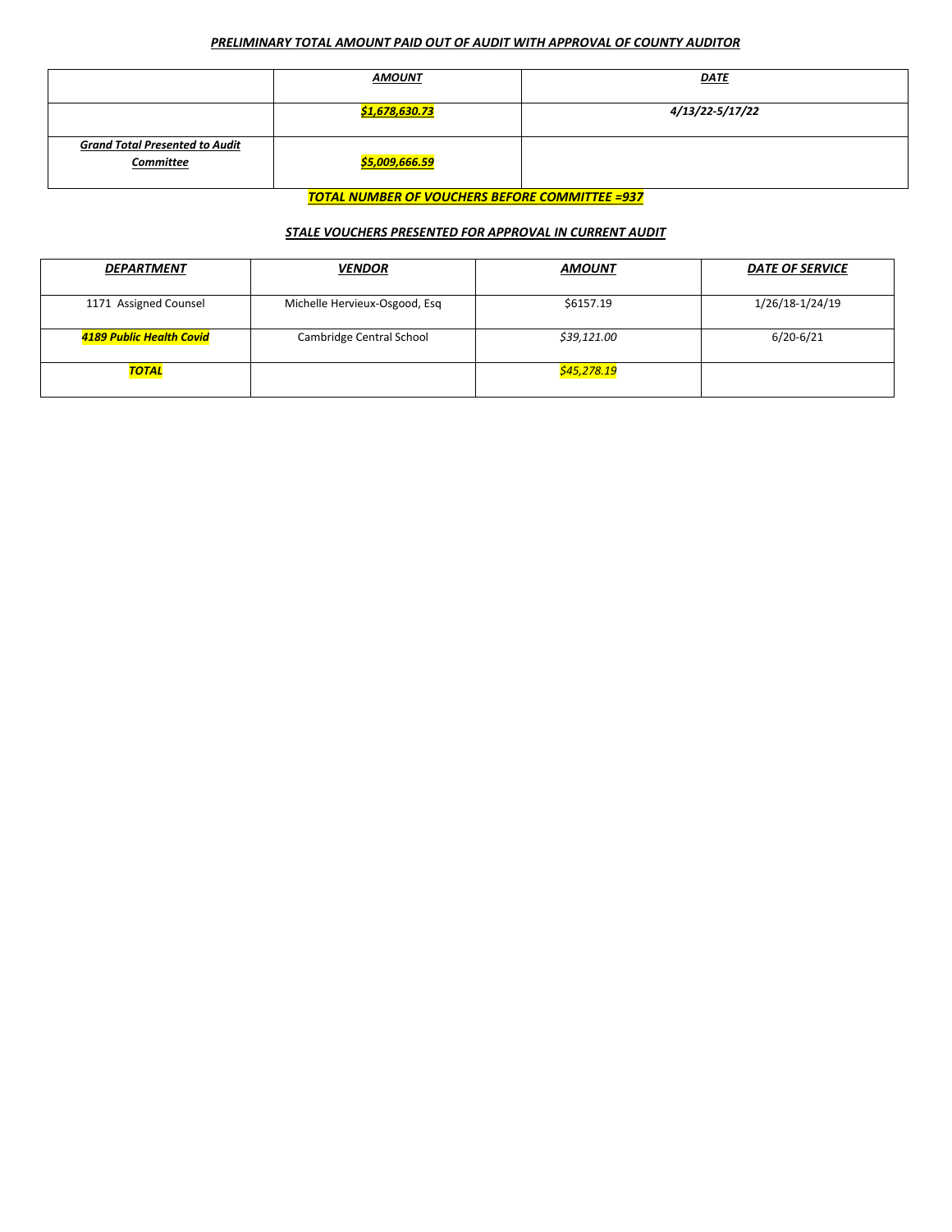***PRELIMINARY TOTAL AMOUNT PAID OUT OF AUDIT WITH APPROVAL OF COUNTY AUDITOR***

| | ***AMOUNT*** | ***DATE*** |
|---|---|---|
| | ***$1,678,630.73*** | ***4/13/22-5/17/22*** |
| ***Grand Total Presented to Audit Committee*** | ***$5,009,666.59*** | |

***TOTAL NUMBER OF VOUCHERS BEFORE COMMITTEE =937***

***STALE VOUCHERS PRESENTED FOR APPROVAL IN CURRENT AUDIT***

| ***DEPARTMENT*** | ***VENDOR*** | ***AMOUNT*** | ***DATE OF SERVICE*** |
|---|---|---|---|
| 1171 Assigned Counsel | Michelle Hervieux-Osgood, Esq | $6157.19 | 1/26/18-1/24/19 |
| ***4189 Public Health Covid*** | Cambridge Central School | *$39,121.00* | 6/20-6/21 |
| ***TOTAL*** | | *$45,278.19* | |